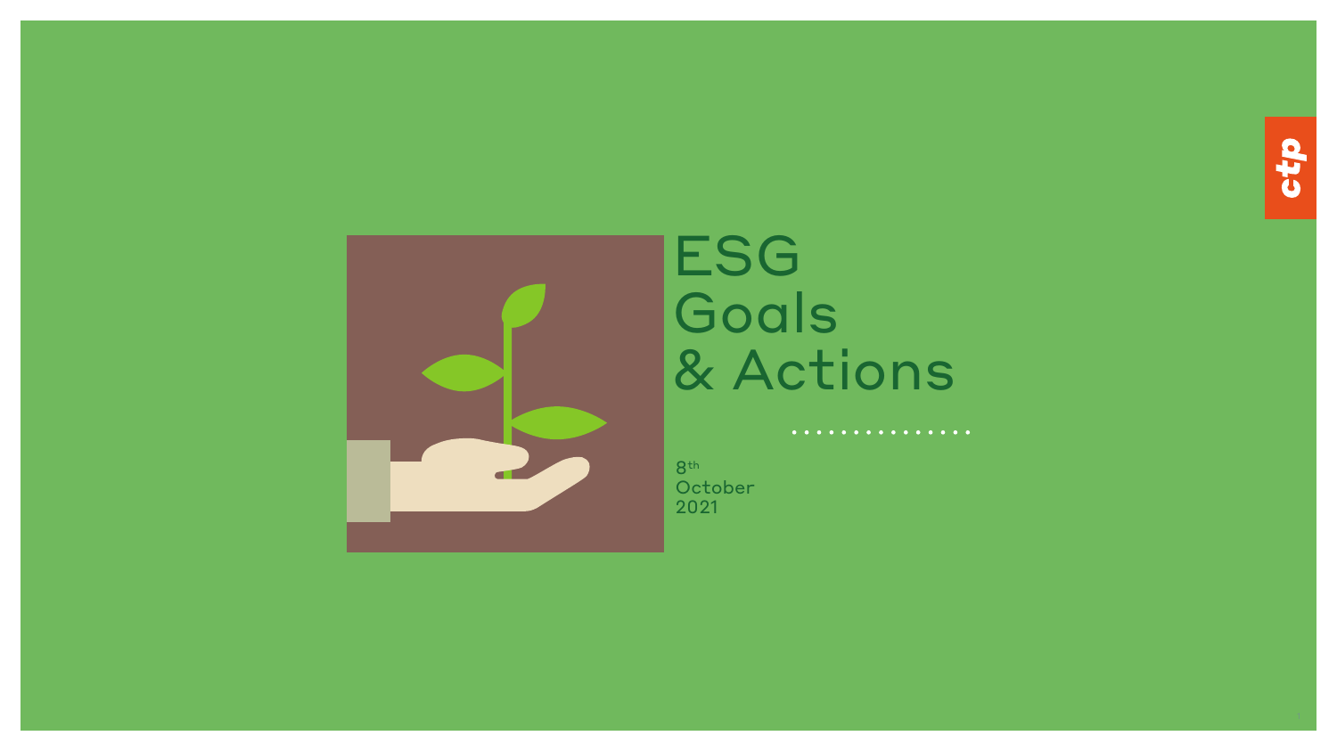# ESG Goals & Actions

8th October 2021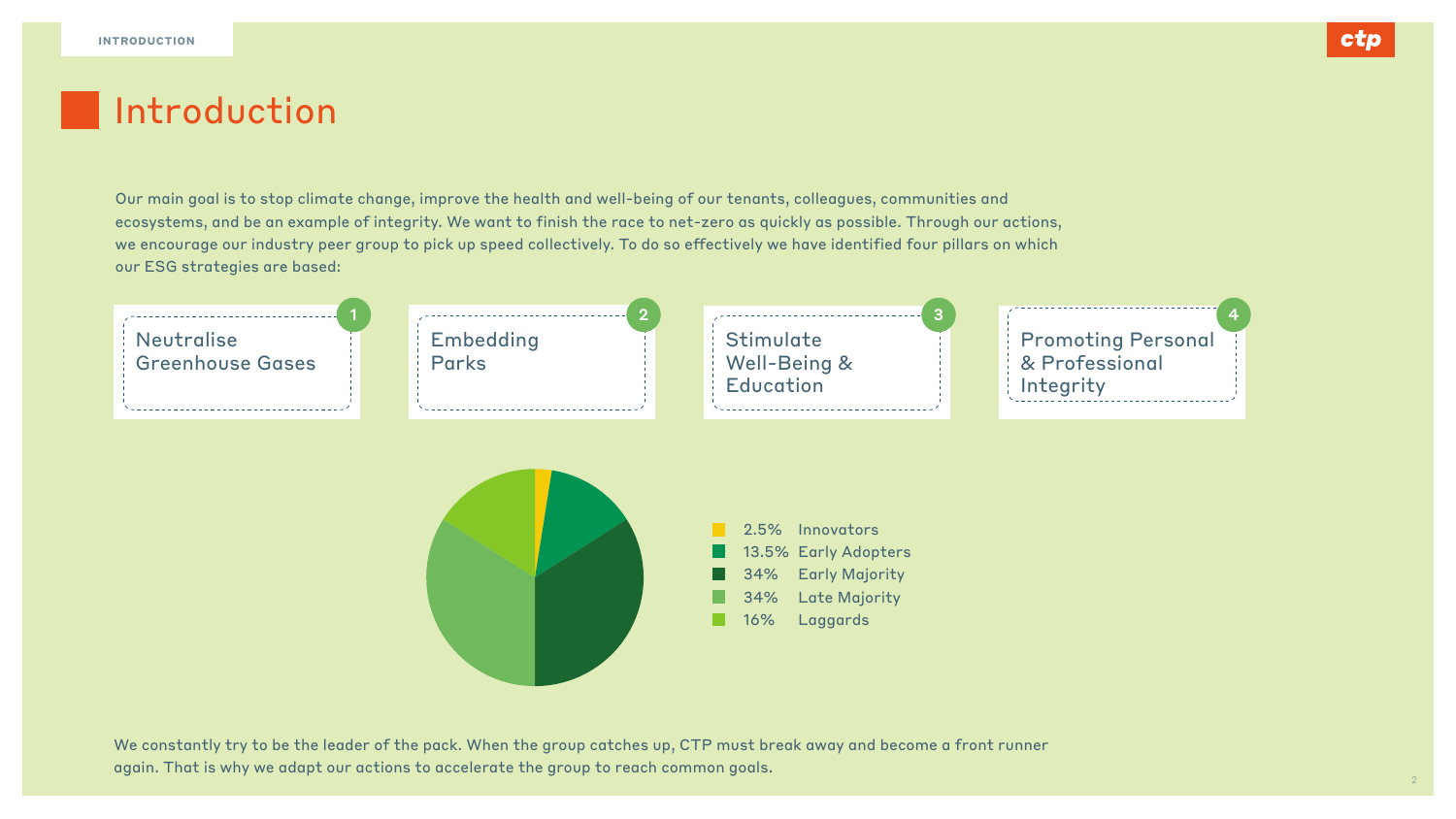# Introduction

Our main goal is to stop climate change, improve the health and well-being of our tenants, colleagues, communities and ecosystems, and be an example of integrity. We want to finish the race to net-zero as quickly as possible. Through our actions, we encourage our industry peer group to pick up speed collectively. To do so effectively we have identified four pillars on which our ESG strategies are based:

1. Neutralise Greenhouse Gases
2. Embedding Parks
3. Stimulate Well-Being & Education
4. Promoting Personal & Professional Integrity

| Share | Group |
|---|---|
| 2.5% | Innovators |
| 13.5% | Early Adopters |
| 34% | Early Majority |
| 34% | Late Majority |
| 16% | Laggards |

We constantly try to be the leader of the pack. When the group catches up, CTP must break away and become a front runner again. That is why we adapt our actions to accelerate the group to reach common goals.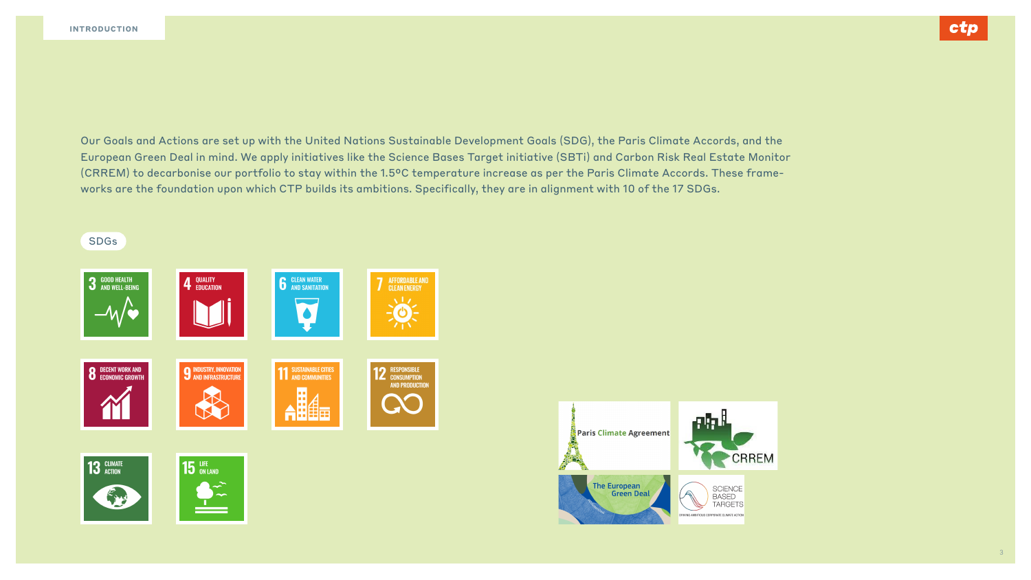Our Goals and Actions are set up with the United Nations Sustainable Development Goals (SDG), the Paris Climate Accords, and the European Green Deal in mind. We apply initiatives like the Science Bases Target initiative (SBTi) and Carbon Risk Real Estate Monitor (CRREM) to decarbonise our portfolio to stay within the 1.5ºC temperature increase as per the Paris Climate Accords. These frameworks are the foundation upon which CTP builds its ambitions. Specifically, they are in alignment with 10 of the 17 SDGs.

SDGs

- 3 GOOD HEALTH AND WELL-BEING
- 4 QUALITY EDUCATION
- 6 CLEAN WATER AND SANITATION
- 7 AFFORDABLE AND CLEAN ENERGY
- 8 DECENT WORK AND ECONOMIC GROWTH
- 9 INDUSTRY, INNOVATION AND INFRASTRUCTURE
- 11 SUSTAINABLE CITIES AND COMMUNITIES
- 12 RESPONSIBLE CONSUMPTION AND PRODUCTION
- 13 CLIMATE ACTION
- 15 LIFE ON LAND

Paris Climate Agreement

CRREM

The European Green Deal

SCIENCE BASED TARGETS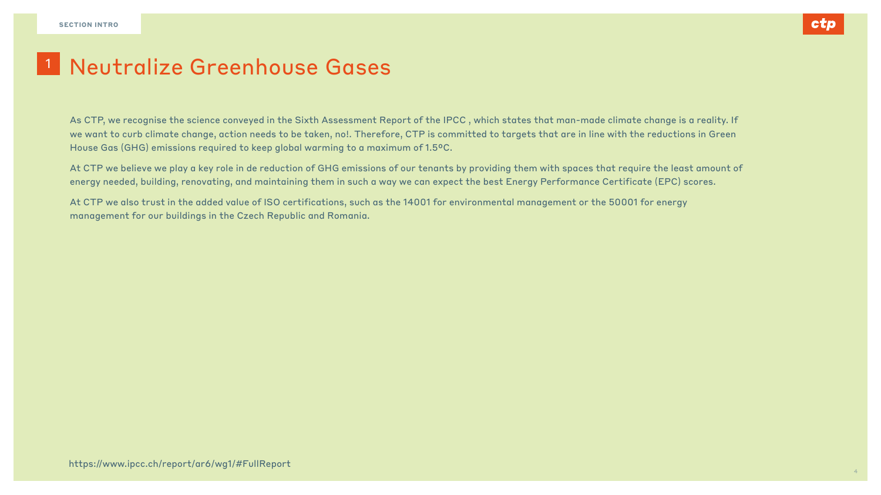SECTION INTRO

# 1 Neutralize Greenhouse Gases

As CTP, we recognise the science conveyed in the Sixth Assessment Report of the IPCC , which states that man-made climate change is a reality. If we want to curb climate change, action needs to be taken, no!. Therefore, CTP is committed to targets that are in line with the reductions in Green House Gas (GHG) emissions required to keep global warming to a maximum of 1.5ºC.

At CTP we believe we play a key role in de reduction of GHG emissions of our tenants by providing them with spaces that require the least amount of energy needed, building, renovating, and maintaining them in such a way we can expect the best Energy Performance Certificate (EPC) scores.

At CTP we also trust in the added value of ISO certifications, such as the 14001 for environmental management or the 50001 for energy management for our buildings in the Czech Republic and Romania.

https://www.ipcc.ch/report/ar6/wg1/#FullReport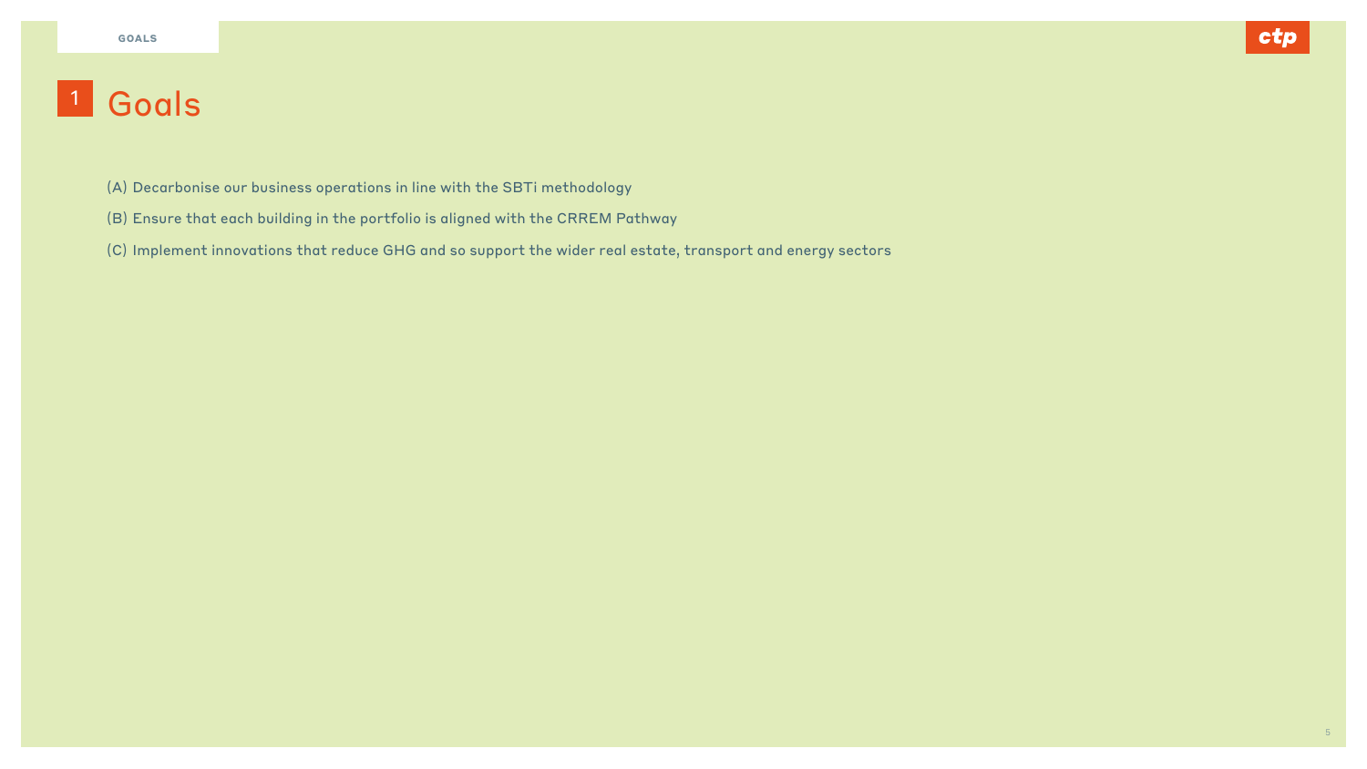# 1 Goals

(A) Decarbonise our business operations in line with the SBTi methodology

(B) Ensure that each building in the portfolio is aligned with the CRREM Pathway

(C) Implement innovations that reduce GHG and so support the wider real estate, transport and energy sectors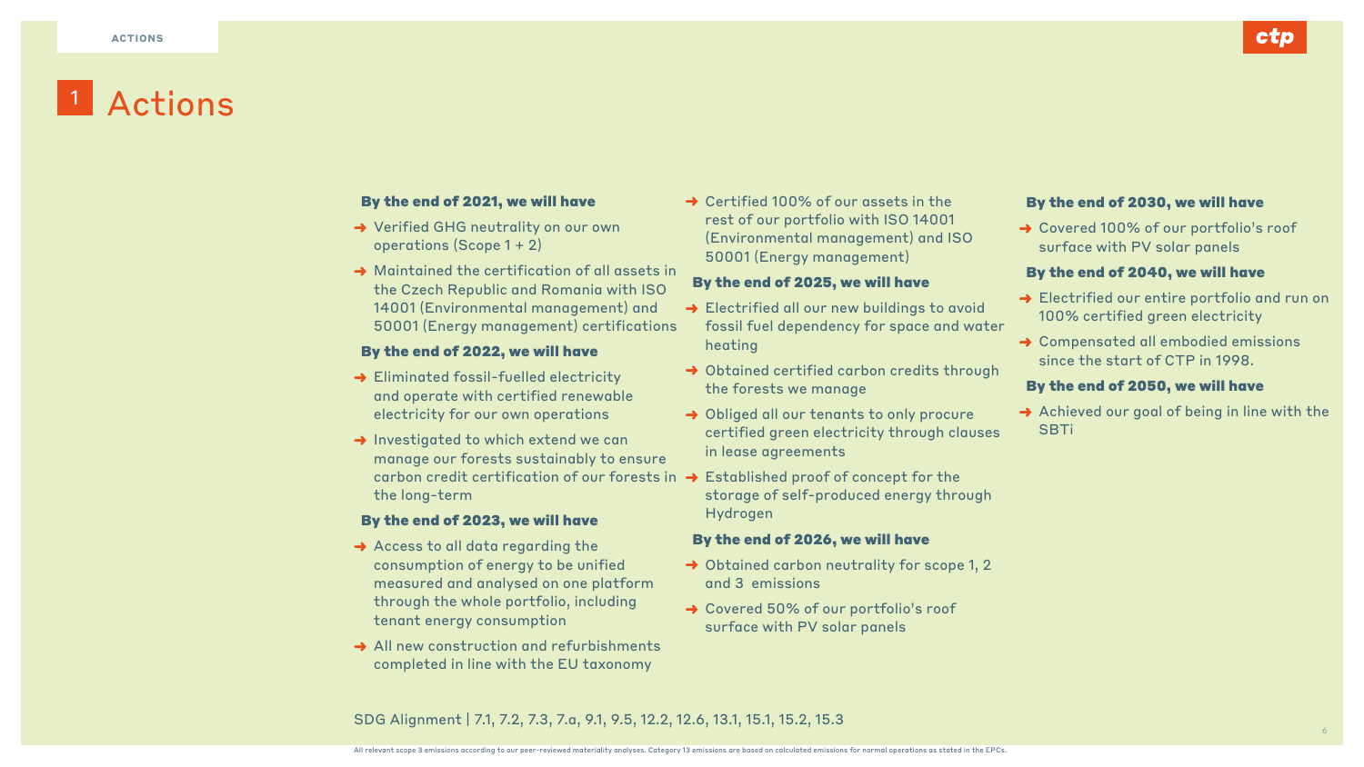# 1 Actions

**By the end of 2021, we will have**

- Verified GHG neutrality on our own operations (Scope 1 + 2)
- Maintained the certification of all assets in the Czech Republic and Romania with ISO 14001 (Environmental management) and 50001 (Energy management) certifications

**By the end of 2022, we will have**

- Eliminated fossil-fuelled electricity and operate with certified renewable electricity for our own operations
- Investigated to which extend we can manage our forests sustainably to ensure carbon credit certification of our forests in the long-term

**By the end of 2023, we will have**

- Access to all data regarding the consumption of energy to be unified measured and analysed on one platform through the whole portfolio, including tenant energy consumption
- All new construction and refurbishments completed in line with the EU taxonomy
- Certified 100% of our assets in the rest of our portfolio with ISO 14001 (Environmental management) and ISO 50001 (Energy management)

**By the end of 2025, we will have**

- Electrified all our new buildings to avoid fossil fuel dependency for space and water heating
- Obtained certified carbon credits through the forests we manage
- Obliged all our tenants to only procure certified green electricity through clauses in lease agreements
- Established proof of concept for the storage of self-produced energy through Hydrogen

**By the end of 2026, we will have**

- Obtained carbon neutrality for scope 1, 2 and 3 emissions
- Covered 50% of our portfolio's roof surface with PV solar panels

**By the end of 2030, we will have**

- Covered 100% of our portfolio's roof surface with PV solar panels

**By the end of 2040, we will have**

- Electrified our entire portfolio and run on 100% certified green electricity
- Compensated all embodied emissions since the start of CTP in 1998.

**By the end of 2050, we will have**

- Achieved our goal of being in line with the SBTi

SDG Alignment | 7.1, 7.2, 7.3, 7.a, 9.1, 9.5, 12.2, 12.6, 13.1, 15.1, 15.2, 15.3

All relevant scope 3 emissions according to our peer-reviewed materiality analyses. Category 13 emissions are based on calculated emissions for normal operations as stated in the EPCs.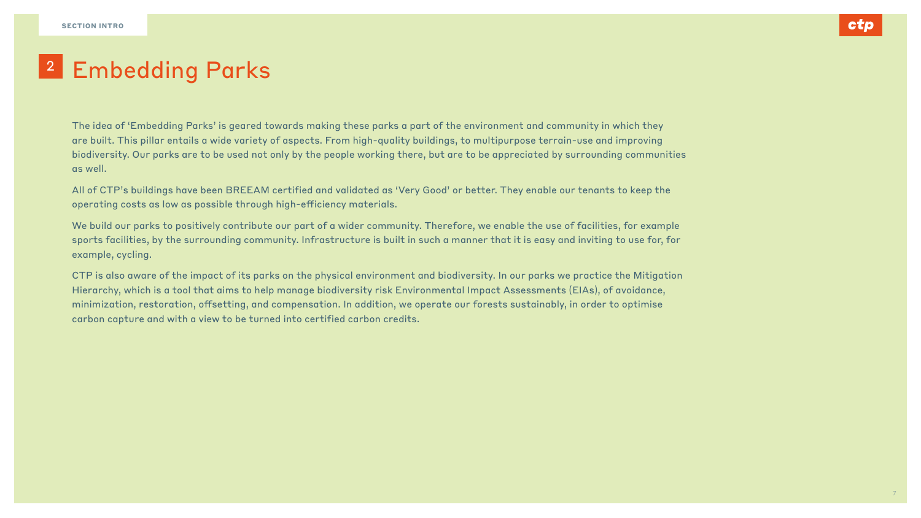SECTION INTRO

# 2 Embedding Parks

The idea of 'Embedding Parks' is geared towards making these parks a part of the environment and community in which they are built. This pillar entails a wide variety of aspects. From high-quality buildings, to multipurpose terrain-use and improving biodiversity. Our parks are to be used not only by the people working there, but are to be appreciated by surrounding communities as well.

All of CTP's buildings have been BREEAM certified and validated as 'Very Good' or better. They enable our tenants to keep the operating costs as low as possible through high-efficiency materials.

We build our parks to positively contribute our part of a wider community. Therefore, we enable the use of facilities, for example sports facilities, by the surrounding community. Infrastructure is built in such a manner that it is easy and inviting to use for, for example, cycling.

CTP is also aware of the impact of its parks on the physical environment and biodiversity. In our parks we practice the Mitigation Hierarchy, which is a tool that aims to help manage biodiversity risk Environmental Impact Assessments (EIAs), of avoidance, minimization, restoration, offsetting, and compensation. In addition, we operate our forests sustainably, in order to optimise carbon capture and with a view to be turned into certified carbon credits.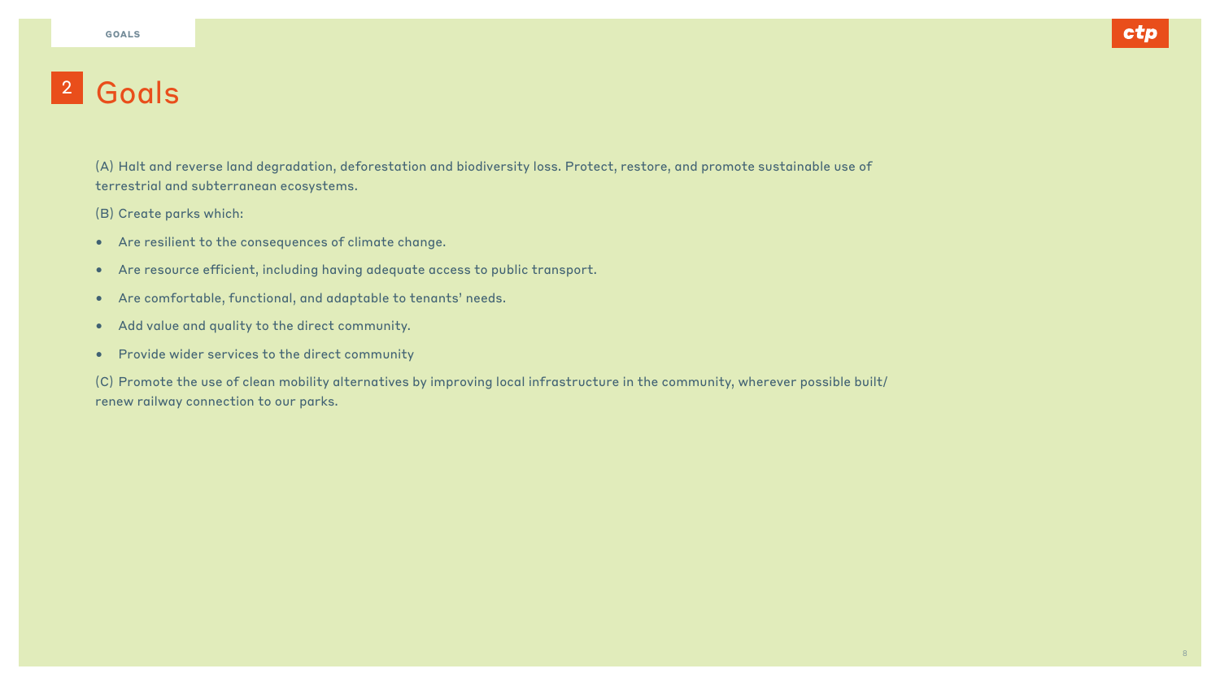# 2 Goals

(A) Halt and reverse land degradation, deforestation and biodiversity loss. Protect, restore, and promote sustainable use of terrestrial and subterranean ecosystems.

(B) Create parks which:

- Are resilient to the consequences of climate change.
- Are resource efficient, including having adequate access to public transport.
- Are comfortable, functional, and adaptable to tenants' needs.
- Add value and quality to the direct community.
- Provide wider services to the direct community

(C) Promote the use of clean mobility alternatives by improving local infrastructure in the community, wherever possible built/ renew railway connection to our parks.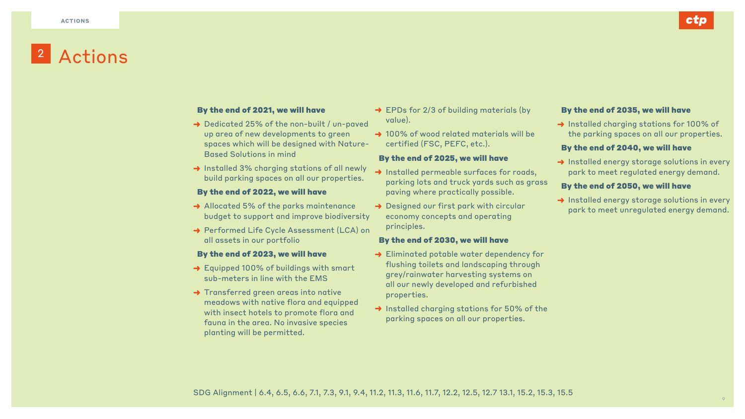## 2 Actions

**By the end of 2021, we will have**

- Dedicated 25% of the non-built / un-paved up area of new developments to green spaces which will be designed with Nature-Based Solutions in mind
- Installed 3% charging stations of all newly build parking spaces on all our properties.

**By the end of 2022, we will have**

- Allocated 5% of the parks maintenance budget to support and improve biodiversity
- Performed Life Cycle Assessment (LCA) on all assets in our portfolio

**By the end of 2023, we will have**

- Equipped 100% of buildings with smart sub-meters in line with the EMS
- Transferred green areas into native meadows with native flora and equipped with insect hotels to promote flora and fauna in the area. No invasive species planting will be permitted.
- EPDs for 2/3 of building materials (by value).
- 100% of wood related materials will be certified (FSC, PEFC, etc.).

**By the end of 2025, we will have**

- Installed permeable surfaces for roads, parking lots and truck yards such as grass paving where practically possible.
- Designed our first park with circular economy concepts and operating principles.

**By the end of 2030, we will have**

- Eliminated potable water dependency for flushing toilets and landscaping through grey/rainwater harvesting systems on all our newly developed and refurbished properties.
- Installed charging stations for 50% of the parking spaces on all our properties.

**By the end of 2035, we will have**

- Installed charging stations for 100% of the parking spaces on all our properties.

**By the end of 2040, we will have**

- Installed energy storage solutions in every park to meet regulated energy demand.

**By the end of 2050, we will have**

- Installed energy storage solutions in every park to meet unregulated energy demand.

SDG Alignment | 6.4, 6.5, 6.6, 7.1, 7.3, 9.1, 9.4, 11.2, 11.3, 11.6, 11.7, 12.2, 12.5, 12.7 13.1, 15.2, 15.3, 15.5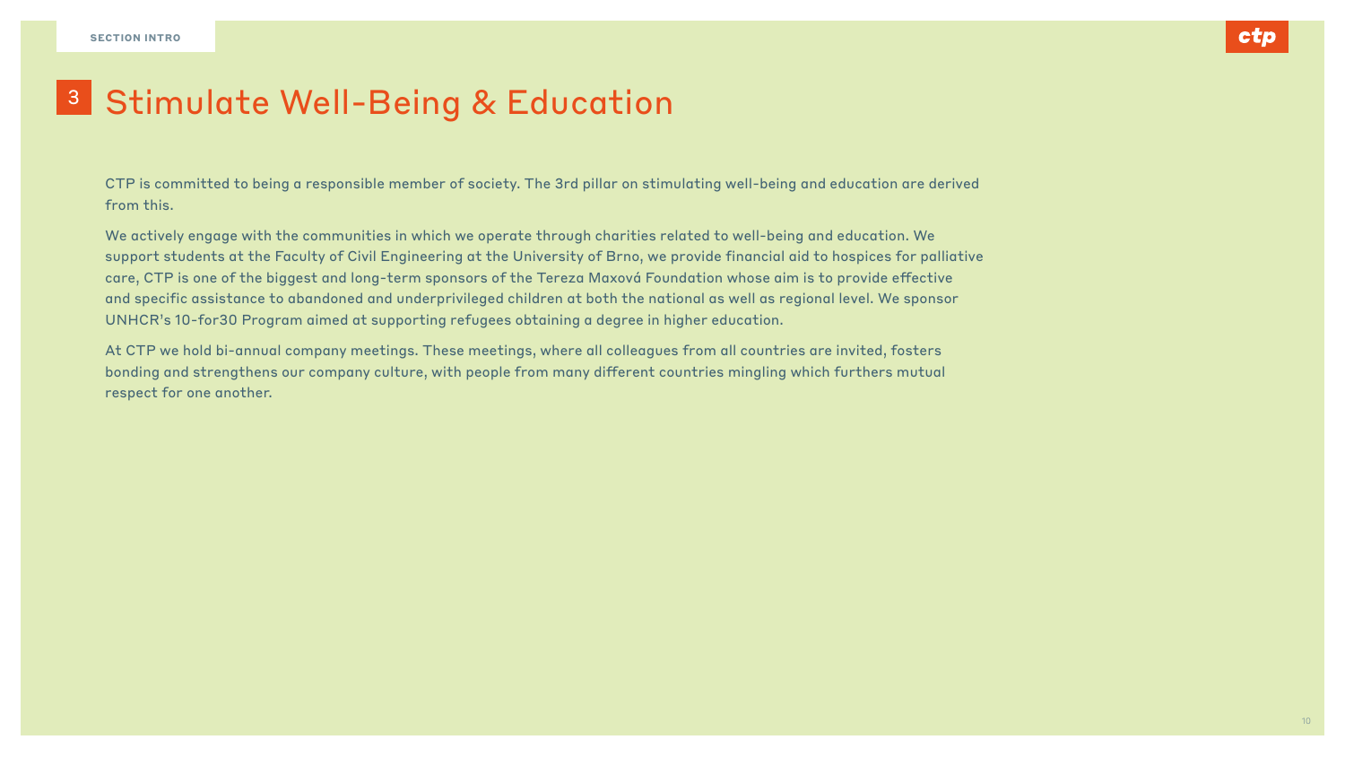SECTION INTRO

# 3 Stimulate Well-Being & Education

CTP is committed to being a responsible member of society. The 3rd pillar on stimulating well-being and education are derived from this.

We actively engage with the communities in which we operate through charities related to well-being and education. We support students at the Faculty of Civil Engineering at the University of Brno, we provide financial aid to hospices for palliative care, CTP is one of the biggest and long-term sponsors of the Tereza Maxová Foundation whose aim is to provide effective and specific assistance to abandoned and underprivileged children at both the national as well as regional level. We sponsor UNHCR's 10-for30 Program aimed at supporting refugees obtaining a degree in higher education.

At CTP we hold bi-annual company meetings. These meetings, where all colleagues from all countries are invited, fosters bonding and strengthens our company culture, with people from many different countries mingling which furthers mutual respect for one another.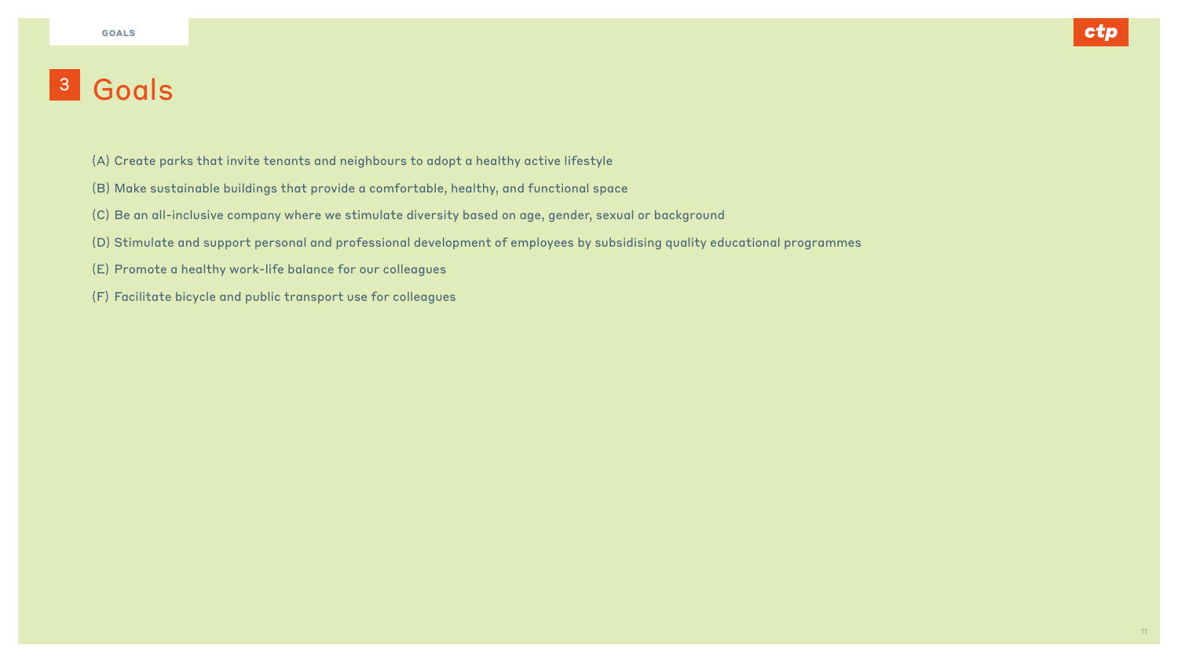# 3 Goals

(A) Create parks that invite tenants and neighbours to adopt a healthy active lifestyle

(B) Make sustainable buildings that provide a comfortable, healthy, and functional space

(C) Be an all-inclusive company where we stimulate diversity based on age, gender, sexual or background

(D) Stimulate and support personal and professional development of employees by subsidising quality educational programmes

(E) Promote a healthy work-life balance for our colleagues

(F) Facilitate bicycle and public transport use for colleagues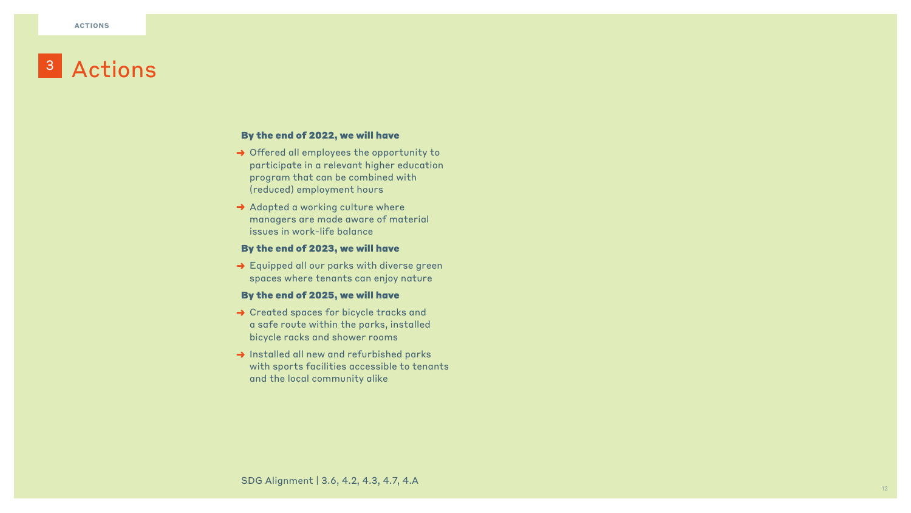# 3 Actions

**By the end of 2022, we will have**

- ➜ Offered all employees the opportunity to participate in a relevant higher education program that can be combined with (reduced) employment hours
- ➜ Adopted a working culture where managers are made aware of material issues in work-life balance

**By the end of 2023, we will have**

- ➜ Equipped all our parks with diverse green spaces where tenants can enjoy nature

**By the end of 2025, we will have**

- ➜ Created spaces for bicycle tracks and a safe route within the parks, installed bicycle racks and shower rooms
- ➜ Installed all new and refurbished parks with sports facilities accessible to tenants and the local community alike

SDG Alignment | 3.6, 4.2, 4.3, 4.7, 4.A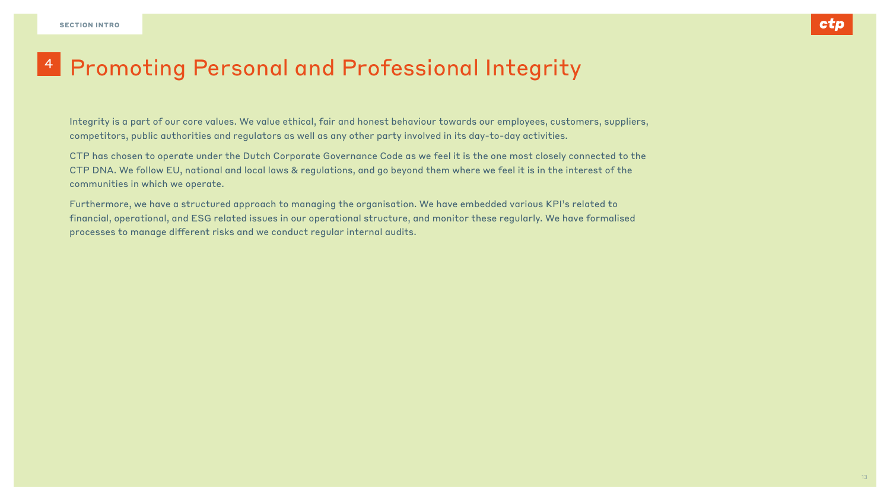SECTION INTRO

# 4 Promoting Personal and Professional Integrity

Integrity is a part of our core values. We value ethical, fair and honest behaviour towards our employees, customers, suppliers, competitors, public authorities and regulators as well as any other party involved in its day-to-day activities.

CTP has chosen to operate under the Dutch Corporate Governance Code as we feel it is the one most closely connected to the CTP DNA. We follow EU, national and local laws & regulations, and go beyond them where we feel it is in the interest of the communities in which we operate.

Furthermore, we have a structured approach to managing the organisation. We have embedded various KPI's related to financial, operational, and ESG related issues in our operational structure, and monitor these regularly. We have formalised processes to manage different risks and we conduct regular internal audits.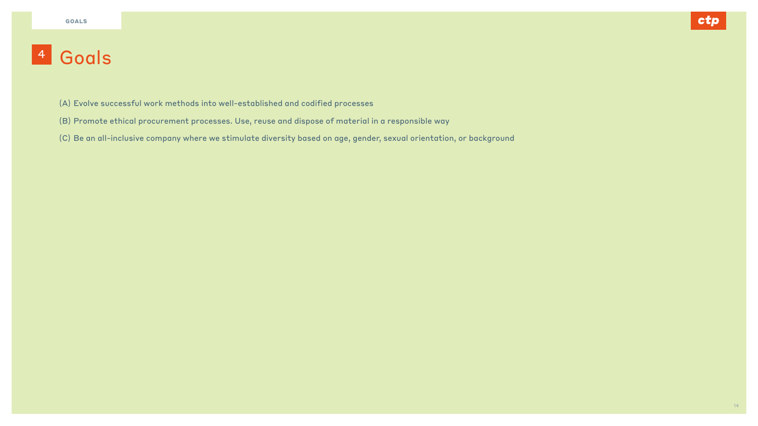# 4 Goals

(A) Evolve successful work methods into well-established and codified processes

(B) Promote ethical procurement processes. Use, reuse and dispose of material in a responsible way

(C) Be an all-inclusive company where we stimulate diversity based on age, gender, sexual orientation, or background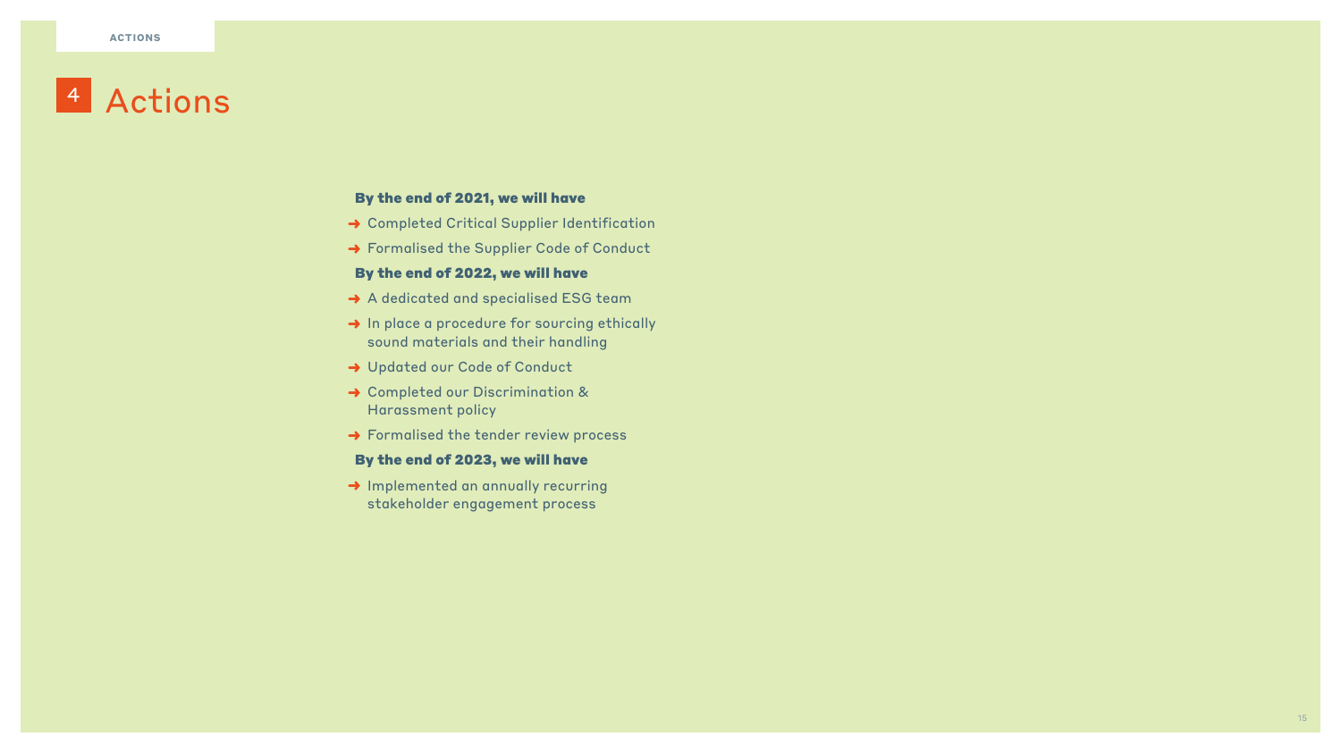# 4 Actions

**By the end of 2021, we will have**

- Completed Critical Supplier Identification
- Formalised the Supplier Code of Conduct

**By the end of 2022, we will have**

- A dedicated and specialised ESG team
- In place a procedure for sourcing ethically sound materials and their handling
- Updated our Code of Conduct
- Completed our Discrimination & Harassment policy
- Formalised the tender review process

**By the end of 2023, we will have**

- Implemented an annually recurring stakeholder engagement process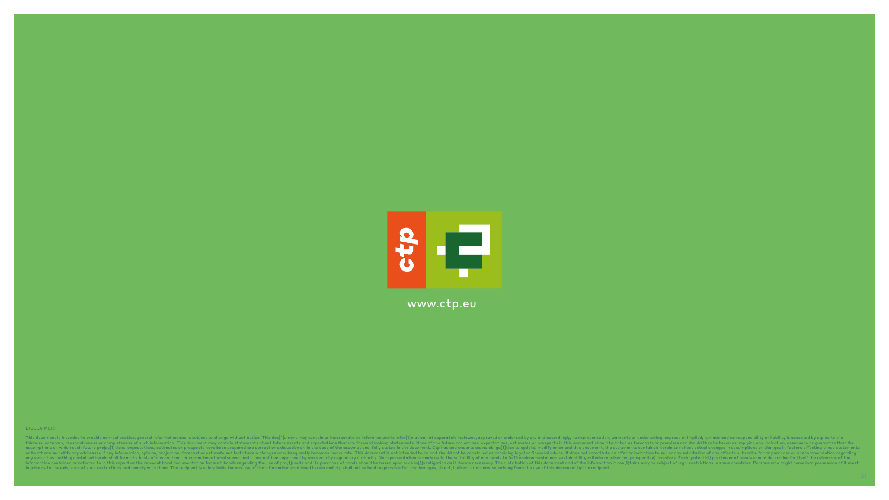www.ctp.eu

DISCLAIMER:

This document is intended to provide non-exhaustive, general information and is subject to change without notice. This doc[1]ument may contain or incorporate by reference public infor[1]mation not separately reviewed, approved or endorsed by ctp and accordingly, no representation, warranty or undertaking, express or implied, is made and no responsibility or liability is accepted by ctp as to the fairness, accuracy, reasonableness or completeness of such information. This document may contain statements about future events and expectations that are forward looking statements. None of the future projections, expectations, estimates or prospects in this document should be taken as forecasts or promises nor should they be taken as implying any indication, assurance or guarantee that the assumptions on which such future projec[1]tions, expectations, estimates or prospects have been prepared are correct or exhaustive or, in the case of the assumptions, fully stated in the document. Ctp has and undertakes no obliga[1]tion to update, modify or amend this document, the statements contained herein to reflect actual changes in assumptions or changes in factors affecting these statements or to otherwise notify any addressee if any information, opinion, projection, forecast or estimate set forth herein changes or subsequently becomes inaccurate. This document is not intended to be and should not be construed as providing legal or financial advice. It does not constitute an offer or invitation to sell or any solicitation of any offer to subscribe for or purchase or a recommendation regarding any securities, nothing contained herein shall form the basis of any contract or commitment whatsoever and it has not been approved by any security regulatory authority. No representation is made as to the suitability of any bonds to fulfil environmental and sustainability criteria required by (prospective) investors. Each (potential) purchaser of bonds should determine for itself the relevance of the information contained or referred to in this report or the relevant bond documentation for such bonds regarding the use of pro[1]ceeds and its purchase of bonds should be based upon such in[1]vestigation as it deems necessary. The distribution of this document and of the information it con[1]tains may be subject of legal restrictions in some countries. Persons who might come into possession of it must inquire as to the existence of such restrictions and comply with them. The recipient is solely liable for any use of the information contained herein and ctp shall not be held responsible for any damages, direct, indirect or otherwise, arising from the use of this document by the recipient